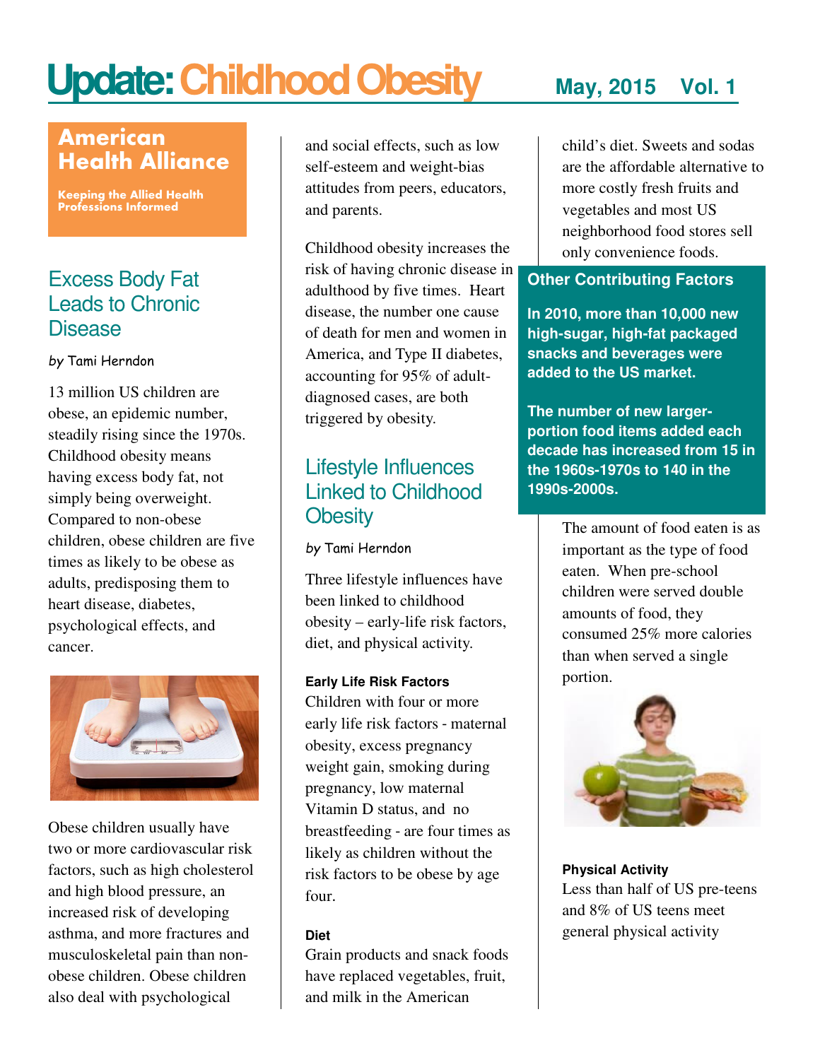# Update: Childhood Obesity

May, 2015 Vol. 1

**American Health Alliance**

**Keeping the Allied Health Professions Informed**

## Excess Body Fat Leads to Chronic Disease

*by* Tami Herndon

13 million US children are obese, an epidemic number, steadily rising since the 1970s. Childhood obesity means having excess body fat, not simply being overweight. Compared to non-obese children, obese children are five times as likely to be obese as adults, predisposing them to heart disease, diabetes, psychological effects, and cancer.

Obese children usually have two or more cardiovascular risk factors, such as high cholesterol and high blood pressure, an increased risk of developing asthma, and more fractures and musculoskeletal pain than non-obese children. Obese children also deal with psychological and social effects, such as low self-esteem and weight-bias attitudes from peers, educators, and parents.

Childhood obesity increases the risk of having chronic disease in adulthood by five times. Heart disease, the number one cause of death for men and women in America, and Type II diabetes, accounting for 95% of adult-diagnosed cases, are both triggered by obesity.

## Lifestyle Influences Linked to Childhood Obesity

*by* Tami Herndon

Three lifestyle influences have been linked to childhood obesity – early-life risk factors, diet, and physical activity.

#### Early Life Risk Factors

Children with four or more early life risk factors - maternal obesity, excess pregnancy weight gain, smoking during pregnancy, low maternal Vitamin D status, and no breastfeeding - are four times as likely as children without the risk factors to be obese by age four.

#### Diet

Grain products and snack foods have replaced vegetables, fruit, and milk in the American child's diet. Sweets and sodas are the affordable alternative to more costly fresh fruits and vegetables and most US neighborhood food stores sell only convenience foods.

### Other Contributing Factors

**In 2010, more than 10,000 new high-sugar, high-fat packaged snacks and beverages were added to the US market.**

**The number of new larger-portion food items added each decade has increased from 15 in the 1960s-1970s to 140 in the 1990s-2000s.**

The amount of food eaten is as important as the type of food eaten. When pre-school children were served double amounts of food, they consumed 25% more calories than when served a single portion.

#### Physical Activity

Less than half of US pre-teens and 8% of US teens meet general physical activity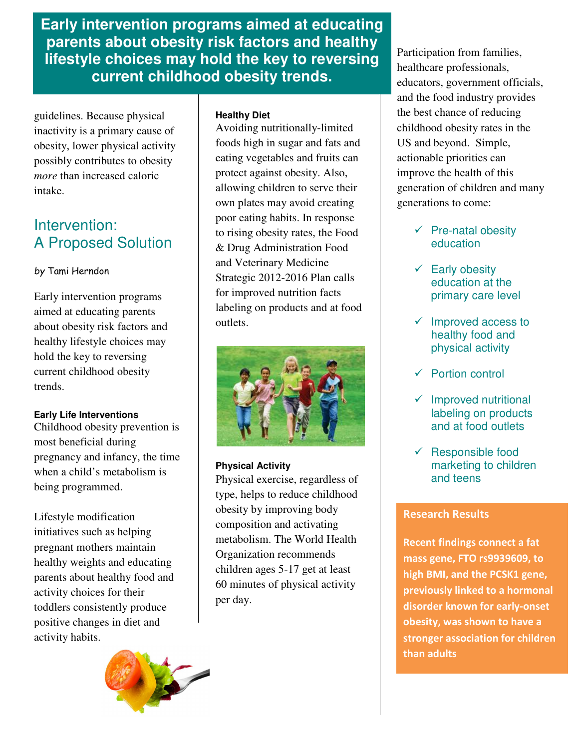guidelines. Because physical inactivity is a primary cause of obesity, lower physical activity possibly contributes to obesity *more* than increased caloric intake.

## Intervention: A Proposed Solution

by Tami Herndon

**Early intervention programs aimed at educating parents about obesity risk factors and healthy lifestyle choices may hold the key to reversing current childhood obesity trends.**

Early intervention programs aimed at educating parents about obesity risk factors and healthy lifestyle choices may hold the key to reversing current childhood obesity trends.

**Early Life Interventions**

Childhood obesity prevention is most beneficial during pregnancy and infancy, the time when a child's metabolism is being programmed.

Lifestyle modification initiatives such as helping pregnant mothers maintain healthy weights and educating parents about healthy food and activity choices for their toddlers consistently produce positive changes in diet and activity habits.

**Healthy Diet**

Avoiding nutritionally-limited foods high in sugar and fats and eating vegetables and fruits can protect against obesity. Also, allowing children to serve their own plates may avoid creating poor eating habits. In response to rising obesity rates, the Food & Drug Administration Food and Veterinary Medicine Strategic 2012-2016 Plan calls for improved nutrition facts labeling on products and at food outlets.

**Physical Activity**

Physical exercise, regardless of type, helps to reduce childhood obesity by improving body composition and activating metabolism. The World Health Organization recommends children ages 5-17 get at least 60 minutes of physical activity per day.

Participation from families, healthcare professionals, educators, government officials, and the food industry provides the best chance of reducing childhood obesity rates in the US and beyond. Simple, actionable priorities can improve the health of this generation of children and many generations to come:

- ✓ Pre-natal obesity education
- ✓ Early obesity education at the primary care level
- ✓ Improved access to healthy food and physical activity
- ✓ Portion control
- ✓ Improved nutritional labeling on products and at food outlets
- ✓ Responsible food marketing to children and teens

**Research Results**

**Recent findings connect a fat mass gene, FTO rs9939609, to high BMI, and the PCSK1 gene, previously linked to a hormonal disorder known for early-onset obesity, was shown to have a stronger association for children than adults**